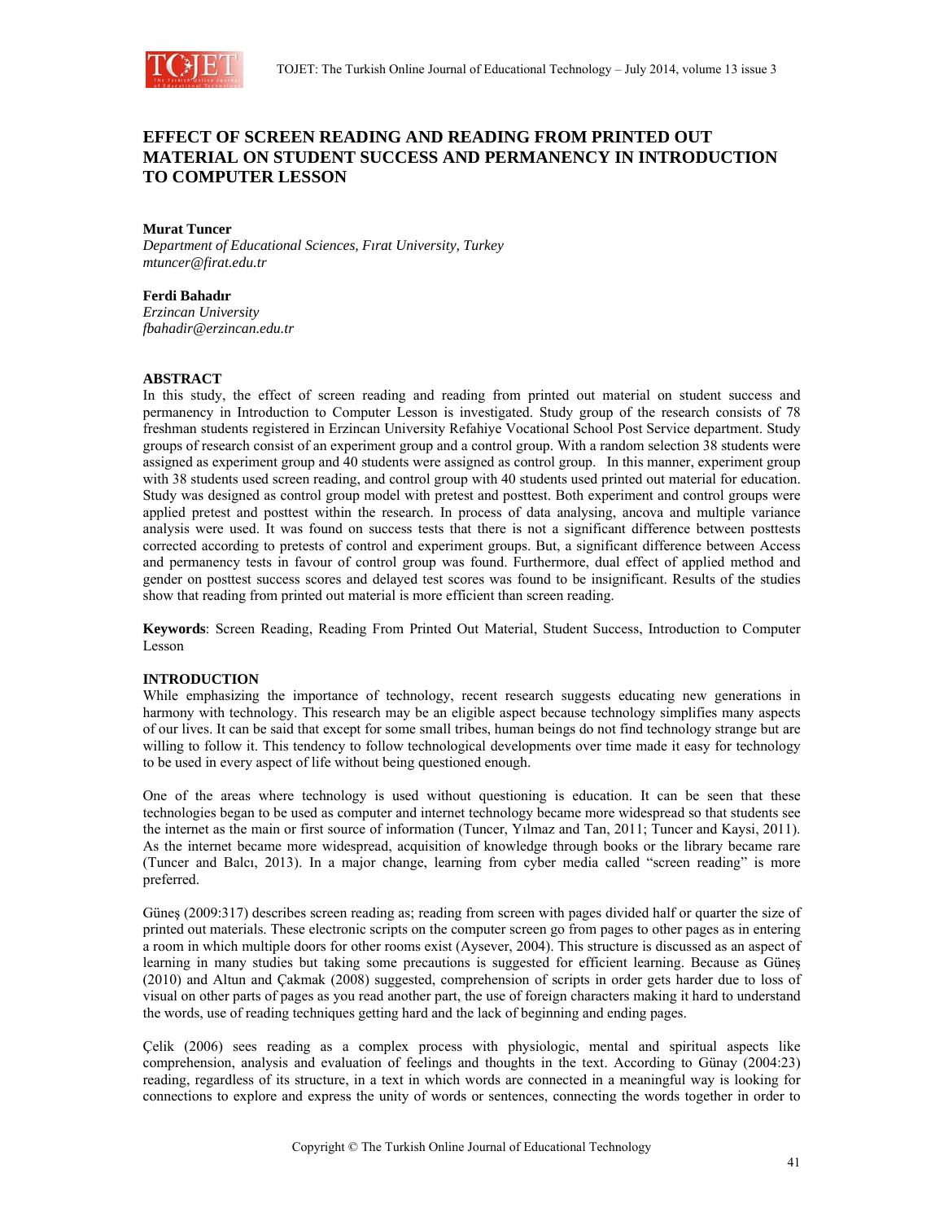# EFFECT OF SCREEN READING AND READING FROM PRINTED OUT MATERIAL ON STUDENT SUCCESS AND PERMANENCY IN INTRODUCTION TO COMPUTER LESSON

**Murat Tuncer**
*Department of Educational Sciences, Fırat University, Turkey*
*mtuncer@firat.edu.tr*

**Ferdi Bahadır**
*Erzincan University*
*fbahadir@erzincan.edu.tr*

## ABSTRACT

In this study, the effect of screen reading and reading from printed out material on student success and permanency in Introduction to Computer Lesson is investigated. Study group of the research consists of 78 freshman students registered in Erzincan University Refahiye Vocational School Post Service department. Study groups of research consist of an experiment group and a control group. With a random selection 38 students were assigned as experiment group and 40 students were assigned as control group. In this manner, experiment group with 38 students used screen reading, and control group with 40 students used printed out material for education. Study was designed as control group model with pretest and posttest. Both experiment and control groups were applied pretest and posttest within the research. In process of data analysing, ancova and multiple variance analysis were used. It was found on success tests that there is not a significant difference between posttests corrected according to pretests of control and experiment groups. But, a significant difference between Access and permanency tests in favour of control group was found. Furthermore, dual effect of applied method and gender on posttest success scores and delayed test scores was found to be insignificant. Results of the studies show that reading from printed out material is more efficient than screen reading.

**Keywords**: Screen Reading, Reading From Printed Out Material, Student Success, Introduction to Computer Lesson

## INTRODUCTION

While emphasizing the importance of technology, recent research suggests educating new generations in harmony with technology. This research may be an eligible aspect because technology simplifies many aspects of our lives. It can be said that except for some small tribes, human beings do not find technology strange but are willing to follow it. This tendency to follow technological developments over time made it easy for technology to be used in every aspect of life without being questioned enough.

One of the areas where technology is used without questioning is education. It can be seen that these technologies began to be used as computer and internet technology became more widespread so that students see the internet as the main or first source of information (Tuncer, Yılmaz and Tan, 2011; Tuncer and Kaysi, 2011). As the internet became more widespread, acquisition of knowledge through books or the library became rare (Tuncer and Balcı, 2013). In a major change, learning from cyber media called "screen reading" is more preferred.

Güneş (2009:317) describes screen reading as; reading from screen with pages divided half or quarter the size of printed out materials. These electronic scripts on the computer screen go from pages to other pages as in entering a room in which multiple doors for other rooms exist (Aysever, 2004). This structure is discussed as an aspect of learning in many studies but taking some precautions is suggested for efficient learning. Because as Güneş (2010) and Altun and Çakmak (2008) suggested, comprehension of scripts in order gets harder due to loss of visual on other parts of pages as you read another part, the use of foreign characters making it hard to understand the words, use of reading techniques getting hard and the lack of beginning and ending pages.

Çelik (2006) sees reading as a complex process with physiologic, mental and spiritual aspects like comprehension, analysis and evaluation of feelings and thoughts in the text. According to Günay (2004:23) reading, regardless of its structure, in a text in which words are connected in a meaningful way is looking for connections to explore and express the unity of words or sentences, connecting the words together in order to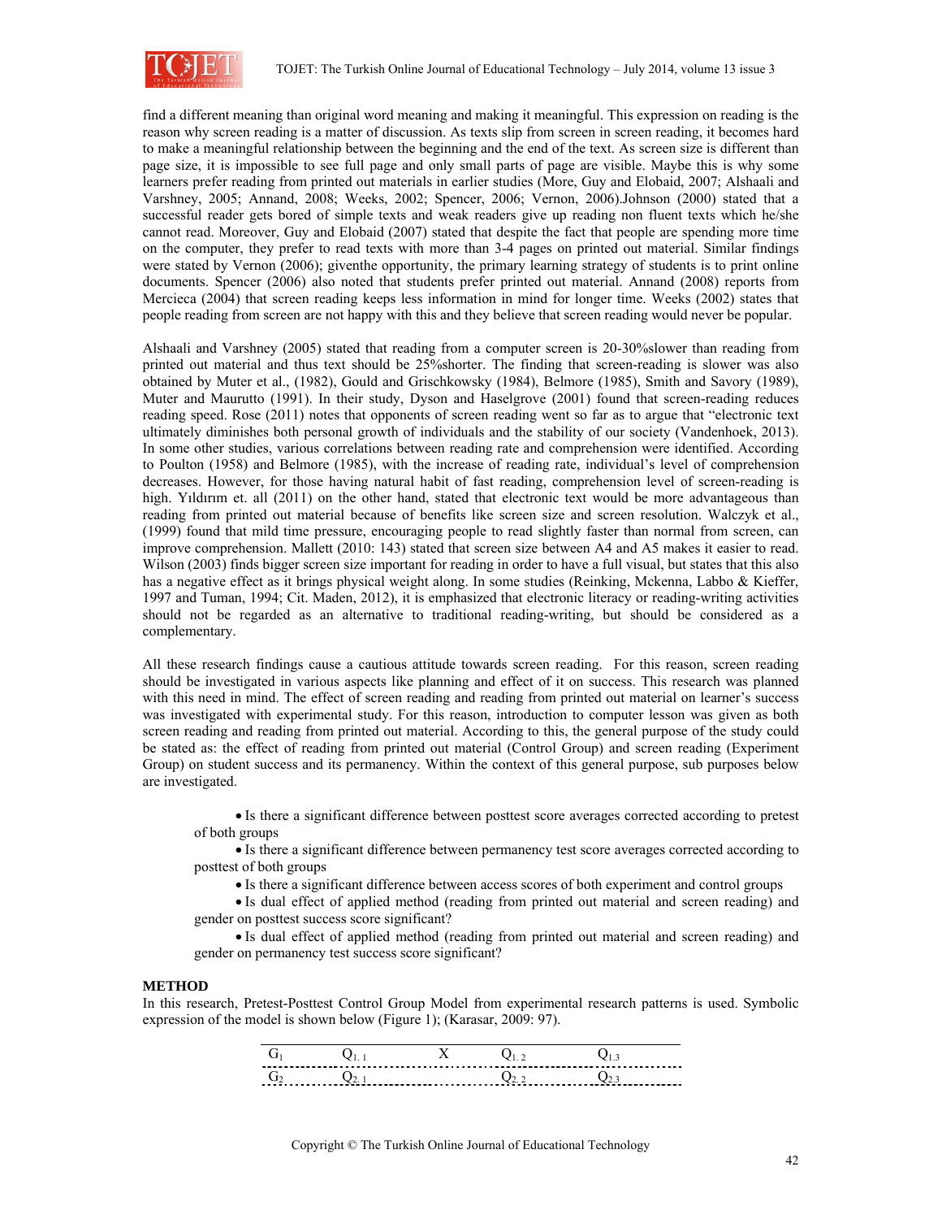find a different meaning than original word meaning and making it meaningful. This expression on reading is the reason why screen reading is a matter of discussion. As texts slip from screen in screen reading, it becomes hard to make a meaningful relationship between the beginning and the end of the text. As screen size is different than page size, it is impossible to see full page and only small parts of page are visible. Maybe this is why some learners prefer reading from printed out materials in earlier studies (More, Guy and Elobaid, 2007; Alshaali and Varshney, 2005; Annand, 2008; Weeks, 2002; Spencer, 2006; Vernon, 2006).Johnson (2000) stated that a successful reader gets bored of simple texts and weak readers give up reading non fluent texts which he/she cannot read. Moreover, Guy and Elobaid (2007) stated that despite the fact that people are spending more time on the computer, they prefer to read texts with more than 3-4 pages on printed out material. Similar findings were stated by Vernon (2006); giventhe opportunity, the primary learning strategy of students is to print online documents. Spencer (2006) also noted that students prefer printed out material. Annand (2008) reports from Mercieca (2004) that screen reading keeps less information in mind for longer time. Weeks (2002) states that people reading from screen are not happy with this and they believe that screen reading would never be popular.

Alshaali and Varshney (2005) stated that reading from a computer screen is 20-30%slower than reading from printed out material and thus text should be 25%shorter. The finding that screen-reading is slower was also obtained by Muter et al., (1982), Gould and Grischkowsky (1984), Belmore (1985), Smith and Savory (1989), Muter and Maurutto (1991). In their study, Dyson and Haselgrove (2001) found that screen-reading reduces reading speed. Rose (2011) notes that opponents of screen reading went so far as to argue that "electronic text ultimately diminishes both personal growth of individuals and the stability of our society (Vandenhoek, 2013). In some other studies, various correlations between reading rate and comprehension were identified. According to Poulton (1958) and Belmore (1985), with the increase of reading rate, individual's level of comprehension decreases. However, for those having natural habit of fast reading, comprehension level of screen-reading is high. Yıldırım et. all (2011) on the other hand, stated that electronic text would be more advantageous than reading from printed out material because of benefits like screen size and screen resolution. Walczyk et al., (1999) found that mild time pressure, encouraging people to read slightly faster than normal from screen, can improve comprehension. Mallett (2010: 143) stated that screen size between A4 and A5 makes it easier to read. Wilson (2003) finds bigger screen size important for reading in order to have a full visual, but states that this also has a negative effect as it brings physical weight along. In some studies (Reinking, Mckenna, Labbo & Kieffer, 1997 and Tuman, 1994; Cit. Maden, 2012), it is emphasized that electronic literacy or reading-writing activities should not be regarded as an alternative to traditional reading-writing, but should be considered as a complementary.

All these research findings cause a cautious attitude towards screen reading. For this reason, screen reading should be investigated in various aspects like planning and effect of it on success. This research was planned with this need in mind. The effect of screen reading and reading from printed out material on learner's success was investigated with experimental study. For this reason, introduction to computer lesson was given as both screen reading and reading from printed out material. According to this, the general purpose of the study could be stated as: the effect of reading from printed out material (Control Group) and screen reading (Experiment Group) on student success and its permanency. Within the context of this general purpose, sub purposes below are investigated.

- Is there a significant difference between posttest score averages corrected according to pretest of both groups
- Is there a significant difference between permanency test score averages corrected according to posttest of both groups
- Is there a significant difference between access scores of both experiment and control groups
- Is dual effect of applied method (reading from printed out material and screen reading) and gender on posttest success score significant?
- Is dual effect of applied method (reading from printed out material and screen reading) and gender on permanency test success score significant?

## METHOD

In this research, Pretest-Posttest Control Group Model from experimental research patterns is used. Symbolic expression of the model is shown below (Figure 1); (Karasar, 2009: 97).

| | | | | |
|---|---|---|---|---|
| $G_1$ | $Q_{1.1}$ | X | $Q_{1.2}$ | $Q_{1.3}$ |
| $G_2$ | $Q_{2.1}$ | | $Q_{2.2}$ | $Q_{2.3}$ |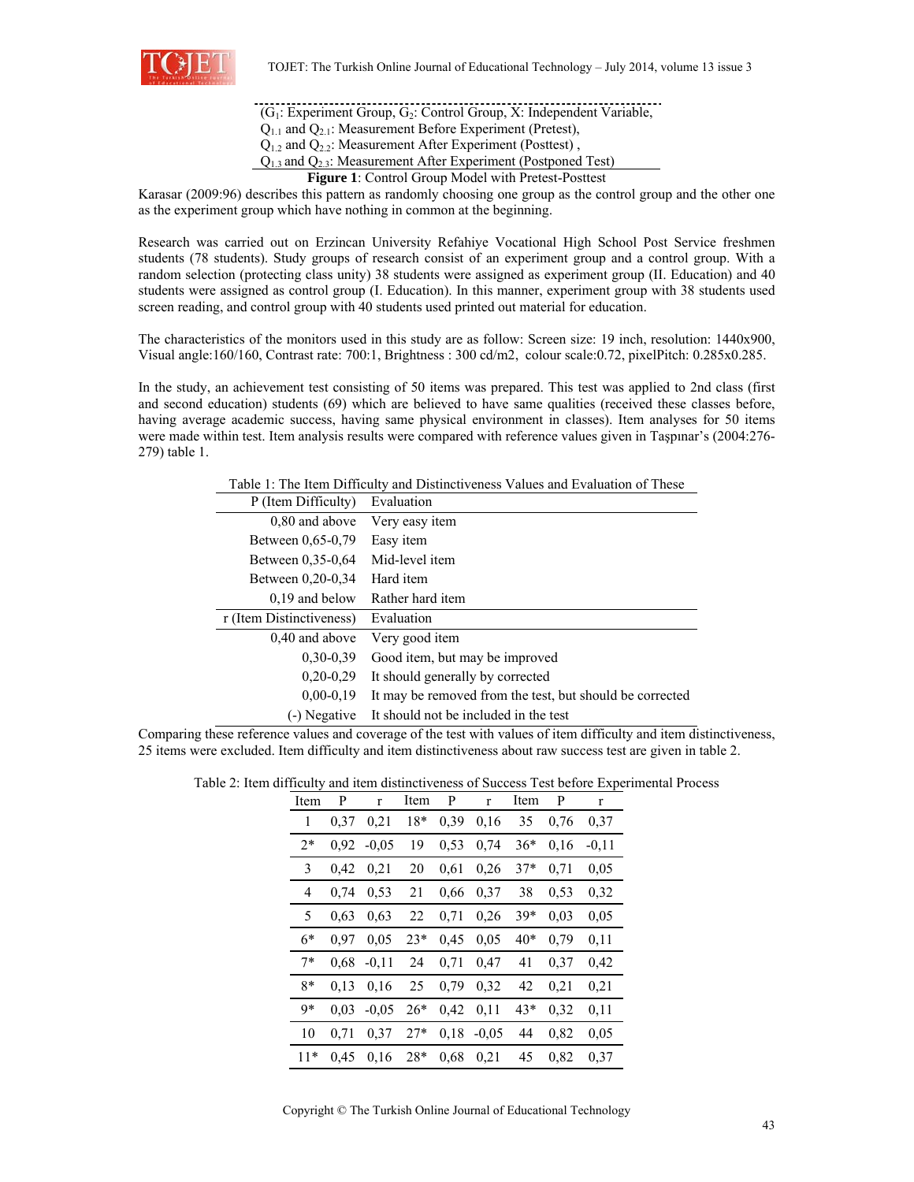($G_1$: Experiment Group, $G_2$: Control Group, X: Independent Variable,
$Q_{1.1}$ and $Q_{2.1}$: Measurement Before Experiment (Pretest),
$Q_{1.2}$ and $Q_{2.2}$: Measurement After Experiment (Posttest) ,
$Q_{1.3}$ and $Q_{2.3}$: Measurement After Experiment (Postponed Test)

**Figure 1**: Control Group Model with Pretest-Posttest

Karasar (2009:96) describes this pattern as randomly choosing one group as the control group and the other one as the experiment group which have nothing in common at the beginning.

Research was carried out on Erzincan University Refahiye Vocational High School Post Service freshmen students (78 students). Study groups of research consist of an experiment group and a control group. With a random selection (protecting class unity) 38 students were assigned as experiment group (II. Education) and 40 students were assigned as control group (I. Education). In this manner, experiment group with 38 students used screen reading, and control group with 40 students used printed out material for education.

The characteristics of the monitors used in this study are as follow: Screen size: 19 inch, resolution: 1440x900, Visual angle:160/160, Contrast rate: 700:1, Brightness : 300 cd/m2, colour scale:0.72, pixelPitch: 0.285x0.285.

In the study, an achievement test consisting of 50 items was prepared. This test was applied to 2nd class (first and second education) students (69) which are believed to have same qualities (received these classes before, having average academic success, having same physical environment in classes). Item analyses for 50 items were made within test. Item analysis results were compared with reference values given in Taşpınar's (2004:276-279) table 1.

Table 1: The Item Difficulty and Distinctiveness Values and Evaluation of These

| P (Item Difficulty) | Evaluation |
|---|---|
| 0,80 and above | Very easy item |
| Between 0,65-0,79 | Easy item |
| Between 0,35-0,64 | Mid-level item |
| Between 0,20-0,34 | Hard item |
| 0,19 and below | Rather hard item |
| **r (Item Distinctiveness)** | **Evaluation** |
| 0,40 and above | Very good item |
| 0,30-0,39 | Good item, but may be improved |
| 0,20-0,29 | It should generally by corrected |
| 0,00-0,19 | It may be removed from the test, but should be corrected |
| (-) Negative | It should not be included in the test |

Comparing these reference values and coverage of the test with values of item difficulty and item distinctiveness, 25 items were excluded. Item difficulty and item distinctiveness about raw success test are given in table 2.

Table 2: Item difficulty and item distinctiveness of Success Test before Experimental Process

| Item | P | r | Item | P | r | Item | P | r |
|---|---|---|---|---|---|---|---|---|
| 1 | 0,37 | 0,21 | 18* | 0,39 | 0,16 | 35 | 0,76 | 0,37 |
| 2* | 0,92 | -0,05 | 19 | 0,53 | 0,74 | 36* | 0,16 | -0,11 |
| 3 | 0,42 | 0,21 | 20 | 0,61 | 0,26 | 37* | 0,71 | 0,05 |
| 4 | 0,74 | 0,53 | 21 | 0,66 | 0,37 | 38 | 0,53 | 0,32 |
| 5 | 0,63 | 0,63 | 22 | 0,71 | 0,26 | 39* | 0,03 | 0,05 |
| 6* | 0,97 | 0,05 | 23* | 0,45 | 0,05 | 40* | 0,79 | 0,11 |
| 7* | 0,68 | -0,11 | 24 | 0,71 | 0,47 | 41 | 0,37 | 0,42 |
| 8* | 0,13 | 0,16 | 25 | 0,79 | 0,32 | 42 | 0,21 | 0,21 |
| 9* | 0,03 | -0,05 | 26* | 0,42 | 0,11 | 43* | 0,32 | 0,11 |
| 10 | 0,71 | 0,37 | 27* | 0,18 | -0,05 | 44 | 0,82 | 0,05 |
| 11* | 0,45 | 0,16 | 28* | 0,68 | 0,21 | 45 | 0,82 | 0,37 |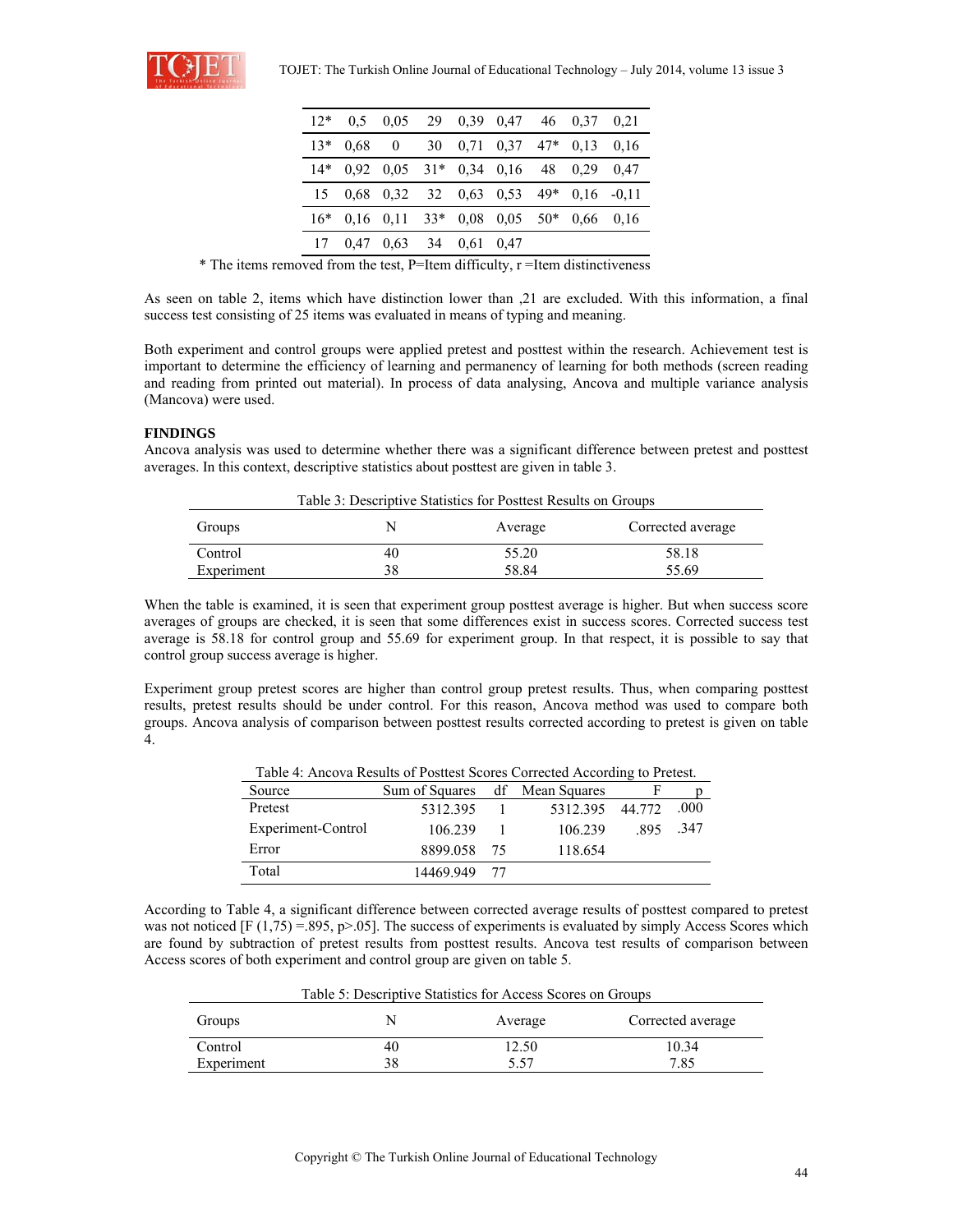| 12* | 0,5 | 0,05 | 29 | 0,39 | 0,47 | 46 | 0,37 | 0,21 |
|---|---|---|---|---|---|---|---|---|
| 13* | 0,68 | 0 | 30 | 0,71 | 0,37 | 47* | 0,13 | 0,16 |
| 14* | 0,92 | 0,05 | 31* | 0,34 | 0,16 | 48 | 0,29 | 0,47 |
| 15 | 0,68 | 0,32 | 32 | 0,63 | 0,53 | 49* | 0,16 | -0,11 |
| 16* | 0,16 | 0,11 | 33* | 0,08 | 0,05 | 50* | 0,66 | 0,16 |
| 17 | 0,47 | 0,63 | 34 | 0,61 | 0,47 | | | |

* The items removed from the test, P=Item difficulty, r =Item distinctiveness

As seen on table 2, items which have distinction lower than ,21 are excluded. With this information, a final success test consisting of 25 items was evaluated in means of typing and meaning.

Both experiment and control groups were applied pretest and posttest within the research. Achievement test is important to determine the efficiency of learning and permanency of learning for both methods (screen reading and reading from printed out material). In process of data analysing, Ancova and multiple variance analysis (Mancova) were used.

**FINDINGS**

Ancova analysis was used to determine whether there was a significant difference between pretest and posttest averages. In this context, descriptive statistics about posttest are given in table 3.

Table 3: Descriptive Statistics for Posttest Results on Groups

| Groups | N | Average | Corrected average |
|---|---|---|---|
| Control | 40 | 55.20 | 58.18 |
| Experiment | 38 | 58.84 | 55.69 |

When the table is examined, it is seen that experiment group posttest average is higher. But when success score averages of groups are checked, it is seen that some differences exist in success scores. Corrected success test average is 58.18 for control group and 55.69 for experiment group. In that respect, it is possible to say that control group success average is higher.

Experiment group pretest scores are higher than control group pretest results. Thus, when comparing posttest results, pretest results should be under control. For this reason, Ancova method was used to compare both groups. Ancova analysis of comparison between posttest results corrected according to pretest is given on table 4.

Table 4: Ancova Results of Posttest Scores Corrected According to Pretest.

| Source | Sum of Squares | df | Mean Squares | F | p |
|---|---|---|---|---|---|
| Pretest | 5312.395 | 1 | 5312.395 | 44.772 | .000 |
| Experiment-Control | 106.239 | 1 | 106.239 | .895 | .347 |
| Error | 8899.058 | 75 | 118.654 | | |
| Total | 14469.949 | 77 | | | |

According to Table 4, a significant difference between corrected average results of posttest compared to pretest was not noticed [$F(1,75) = .895$, $p > .05$]. The success of experiments is evaluated by simply Access Scores which are found by subtraction of pretest results from posttest results. Ancova test results of comparison between Access scores of both experiment and control group are given on table 5.

Table 5: Descriptive Statistics for Access Scores on Groups

| Groups | N | Average | Corrected average |
|---|---|---|---|
| Control | 40 | 12.50 | 10.34 |
| Experiment | 38 | 5.57 | 7.85 |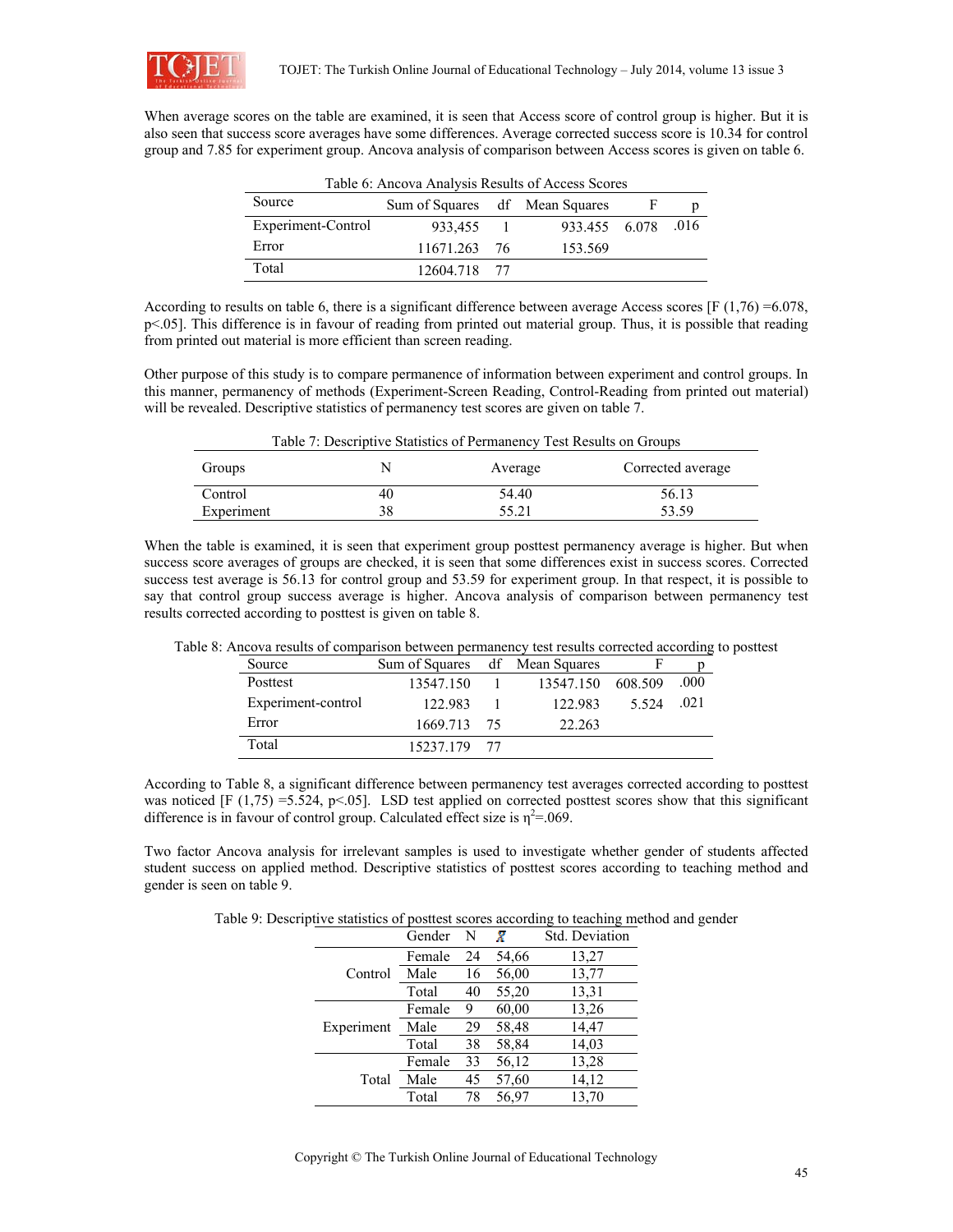When average scores on the table are examined, it is seen that Access score of control group is higher. But it is also seen that success score averages have some differences. Average corrected success score is 10.34 for control group and 7.85 for experiment group. Ancova analysis of comparison between Access scores is given on table 6.

Table 6: Ancova Analysis Results of Access Scores

| Source | Sum of Squares | df | Mean Squares | F | p |
|---|---|---|---|---|---|
| Experiment-Control | 933,455 | 1 | 933.455 | 6.078 | .016 |
| Error | 11671.263 | 76 | 153.569 | | |
| Total | 12604.718 | 77 | | | |

According to results on table 6, there is a significant difference between average Access scores [F (1,76) =6.078, p<.05]. This difference is in favour of reading from printed out material group. Thus, it is possible that reading from printed out material is more efficient than screen reading.

Other purpose of this study is to compare permanence of information between experiment and control groups. In this manner, permanency of methods (Experiment-Screen Reading, Control-Reading from printed out material) will be revealed. Descriptive statistics of permanency test scores are given on table 7.

Table 7: Descriptive Statistics of Permanency Test Results on Groups

| Groups | N | Average | Corrected average |
|---|---|---|---|
| Control | 40 | 54.40 | 56.13 |
| Experiment | 38 | 55.21 | 53.59 |

When the table is examined, it is seen that experiment group posttest permanency average is higher. But when success score averages of groups are checked, it is seen that some differences exist in success scores. Corrected success test average is 56.13 for control group and 53.59 for experiment group. In that respect, it is possible to say that control group success average is higher. Ancova analysis of comparison between permanency test results corrected according to posttest is given on table 8.

Table 8: Ancova results of comparison between permanency test results corrected according to posttest

| Source | Sum of Squares | df | Mean Squares | F | p |
|---|---|---|---|---|---|
| Posttest | 13547.150 | 1 | 13547.150 | 608.509 | .000 |
| Experiment-control | 122.983 | 1 | 122.983 | 5.524 | .021 |
| Error | 1669.713 | 75 | 22.263 | | |
| Total | 15237.179 | 77 | | | |

According to Table 8, a significant difference between permanency test averages corrected according to posttest was noticed [F (1,75) =5.524, p<.05]. LSD test applied on corrected posttest scores show that this significant difference is in favour of control group. Calculated effect size is $\eta^2$=.069.

Two factor Ancova analysis for irrelevant samples is used to investigate whether gender of students affected student success on applied method. Descriptive statistics of posttest scores according to teaching method and gender is seen on table 9.

Table 9: Descriptive statistics of posttest scores according to teaching method and gender

| | Gender | N | $\bar{X}$ | Std. Deviation |
|---|---|---|---|---|
| Control | Female | 24 | 54,66 | 13,27 |
| | Male | 16 | 56,00 | 13,77 |
| | Total | 40 | 55,20 | 13,31 |
| Experiment | Female | 9 | 60,00 | 13,26 |
| | Male | 29 | 58,48 | 14,47 |
| | Total | 38 | 58,84 | 14,03 |
| Total | Female | 33 | 56,12 | 13,28 |
| | Male | 45 | 57,60 | 14,12 |
| | Total | 78 | 56,97 | 13,70 |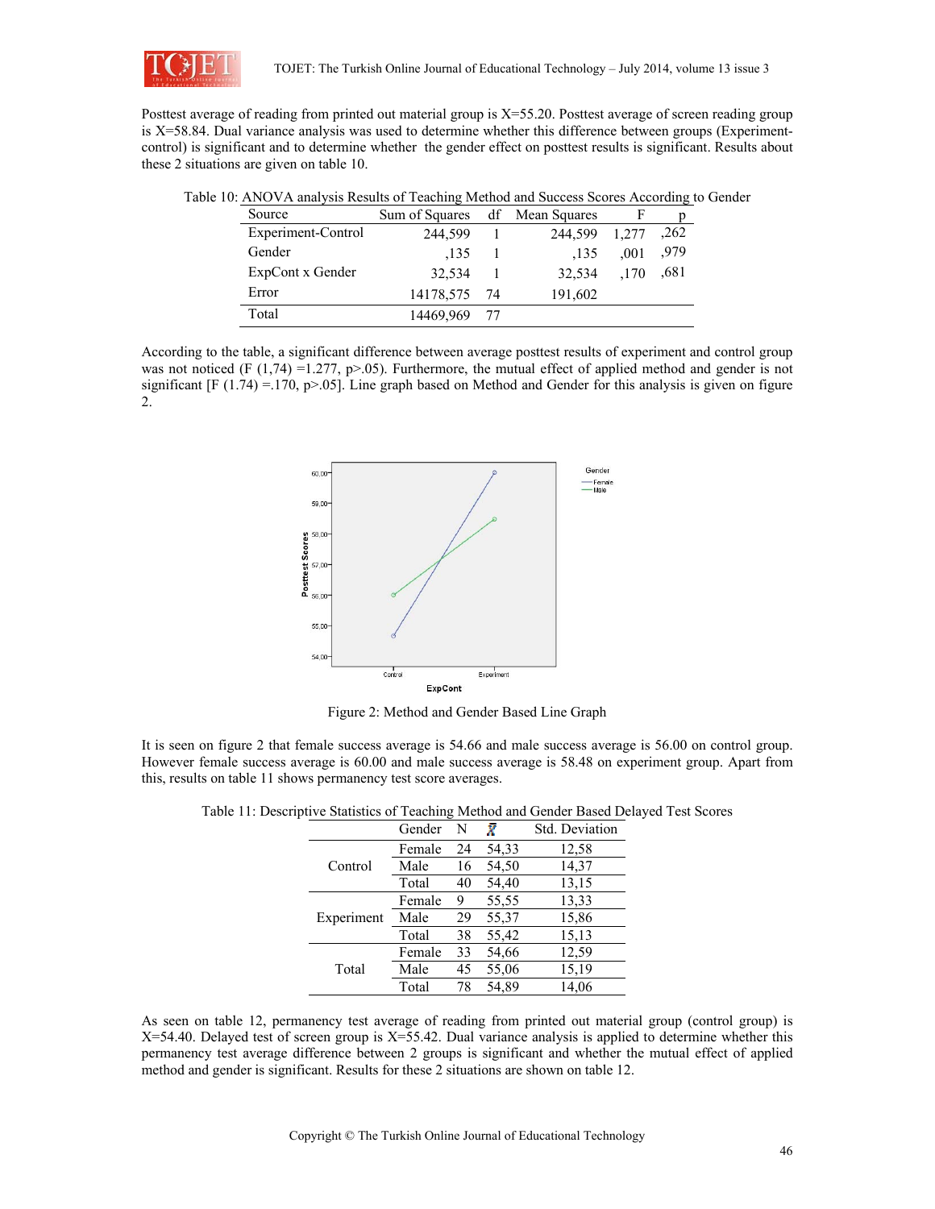Posttest average of reading from printed out material group is X=55.20. Posttest average of screen reading group is X=58.84. Dual variance analysis was used to determine whether this difference between groups (Experiment-control) is significant and to determine whether the gender effect on posttest results is significant. Results about these 2 situations are given on table 10.

Table 10: ANOVA analysis Results of Teaching Method and Success Scores According to Gender

| Source | Sum of Squares | df | Mean Squares | F | p |
|---|---|---|---|---|---|
| Experiment-Control | 244,599 | 1 | 244,599 | 1,277 | ,262 |
| Gender | ,135 | 1 | ,135 | ,001 | ,979 |
| ExpCont x Gender | 32,534 | 1 | 32,534 | ,170 | ,681 |
| Error | 14178,575 | 74 | 191,602 | | |
| Total | 14469,969 | 77 | | | |

According to the table, a significant difference between average posttest results of experiment and control group was not noticed (F (1,74) =1.277, p>.05). Furthermore, the mutual effect of applied method and gender is not significant [F (1.74) =.170, p>.05]. Line graph based on Method and Gender for this analysis is given on figure 2.

Gender
Female
Male
60,00
59,00
58,00
57,00
56,00
55,00
54,00
Posttest Scores
Control
Experiment
ExpCont

Figure 2: Method and Gender Based Line Graph

It is seen on figure 2 that female success average is 54.66 and male success average is 56.00 on control group. However female success average is 60.00 and male success average is 58.48 on experiment group. Apart from this, results on table 11 shows permanency test score averages.

Table 11: Descriptive Statistics of Teaching Method and Gender Based Delayed Test Scores

| | Gender | N | $\bar{X}$ | Std. Deviation |
|---|---|---|---|---|
| Control | Female | 24 | 54,33 | 12,58 |
| | Male | 16 | 54,50 | 14,37 |
| | Total | 40 | 54,40 | 13,15 |
| Experiment | Female | 9 | 55,55 | 13,33 |
| | Male | 29 | 55,37 | 15,86 |
| | Total | 38 | 55,42 | 15,13 |
| Total | Female | 33 | 54,66 | 12,59 |
| | Male | 45 | 55,06 | 15,19 |
| | Total | 78 | 54,89 | 14,06 |

As seen on table 12, permanency test average of reading from printed out material group (control group) is X=54.40. Delayed test of screen group is X=55.42. Dual variance analysis is applied to determine whether this permanency test average difference between 2 groups is significant and whether the mutual effect of applied method and gender is significant. Results for these 2 situations are shown on table 12.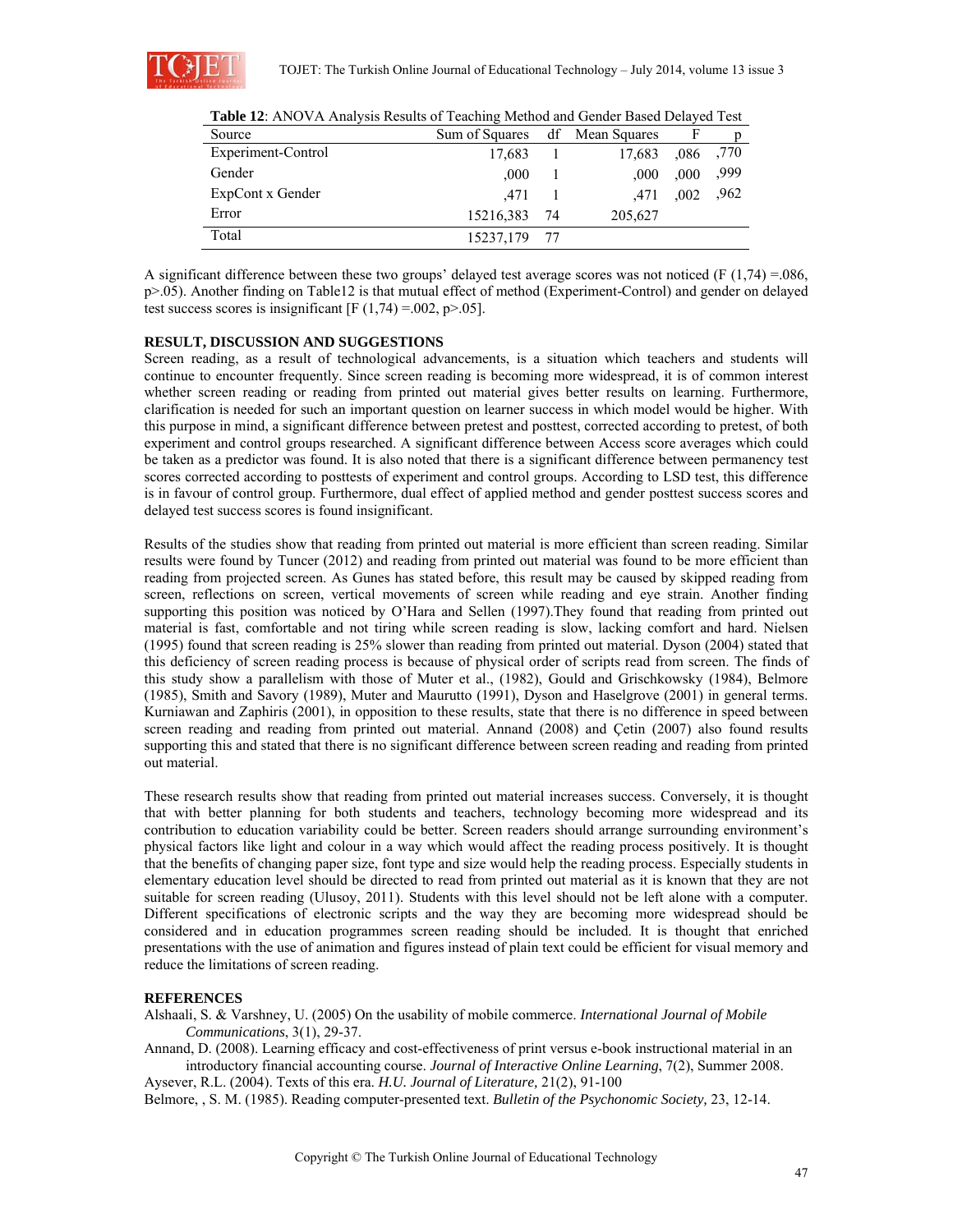**Table 12**: ANOVA Analysis Results of Teaching Method and Gender Based Delayed Test

| Source | Sum of Squares | df | Mean Squares | F | p |
|---|---|---|---|---|---|
| Experiment-Control | 17,683 | 1 | 17,683 | ,086 | ,770 |
| Gender | ,000 | 1 | ,000 | ,000 | ,999 |
| ExpCont x Gender | ,471 | 1 | ,471 | ,002 | ,962 |
| Error | 15216,383 | 74 | 205,627 | | |
| Total | 15237,179 | 77 | | | |

A significant difference between these two groups' delayed test average scores was not noticed ($F(1,74) = .086$, $p > .05$). Another finding on Table12 is that mutual effect of method (Experiment-Control) and gender on delayed test success scores is insignificant [$F(1,74) = .002$, $p > .05$].

## RESULT, DISCUSSION AND SUGGESTIONS

Screen reading, as a result of technological advancements, is a situation which teachers and students will continue to encounter frequently. Since screen reading is becoming more widespread, it is of common interest whether screen reading or reading from printed out material gives better results on learning. Furthermore, clarification is needed for such an important question on learner success in which model would be higher. With this purpose in mind, a significant difference between pretest and posttest, corrected according to pretest, of both experiment and control groups researched. A significant difference between Access score averages which could be taken as a predictor was found. It is also noted that there is a significant difference between permanency test scores corrected according to posttests of experiment and control groups. According to LSD test, this difference is in favour of control group. Furthermore, dual effect of applied method and gender posttest success scores and delayed test success scores is found insignificant.

Results of the studies show that reading from printed out material is more efficient than screen reading. Similar results were found by Tuncer (2012) and reading from printed out material was found to be more efficient than reading from projected screen. As Gunes has stated before, this result may be caused by skipped reading from screen, reflections on screen, vertical movements of screen while reading and eye strain. Another finding supporting this position was noticed by O'Hara and Sellen (1997).They found that reading from printed out material is fast, comfortable and not tiring while screen reading is slow, lacking comfort and hard. Nielsen (1995) found that screen reading is 25% slower than reading from printed out material. Dyson (2004) stated that this deficiency of screen reading process is because of physical order of scripts read from screen. The finds of this study show a parallelism with those of Muter et al., (1982), Gould and Grischkowsky (1984), Belmore (1985), Smith and Savory (1989), Muter and Maurutto (1991), Dyson and Haselgrove (2001) in general terms. Kurniawan and Zaphiris (2001), in opposition to these results, state that there is no difference in speed between screen reading and reading from printed out material. Annand (2008) and Çetin (2007) also found results supporting this and stated that there is no significant difference between screen reading and reading from printed out material.

These research results show that reading from printed out material increases success. Conversely, it is thought that with better planning for both students and teachers, technology becoming more widespread and its contribution to education variability could be better. Screen readers should arrange surrounding environment's physical factors like light and colour in a way which would affect the reading process positively. It is thought that the benefits of changing paper size, font type and size would help the reading process. Especially students in elementary education level should be directed to read from printed out material as it is known that they are not suitable for screen reading (Ulusoy, 2011). Students with this level should not be left alone with a computer. Different specifications of electronic scripts and the way they are becoming more widespread should be considered and in education programmes screen reading should be included. It is thought that enriched presentations with the use of animation and figures instead of plain text could be efficient for visual memory and reduce the limitations of screen reading.

## REFERENCES

Alshaali, S. & Varshney, U. (2005) On the usability of mobile commerce. *International Journal of Mobile Communications*, 3(1), 29-37.

Annand, D. (2008). Learning efficacy and cost-effectiveness of print versus e-book instructional material in an introductory financial accounting course. *Journal of Interactive Online Learning*, 7(2), Summer 2008.

Aysever, R.L. (2004). Texts of this era. *H.U. Journal of Literature,* 21(2), 91-100

Belmore, , S. M. (1985). Reading computer-presented text. *Bulletin of the Psychonomic Society,* 23, 12-14.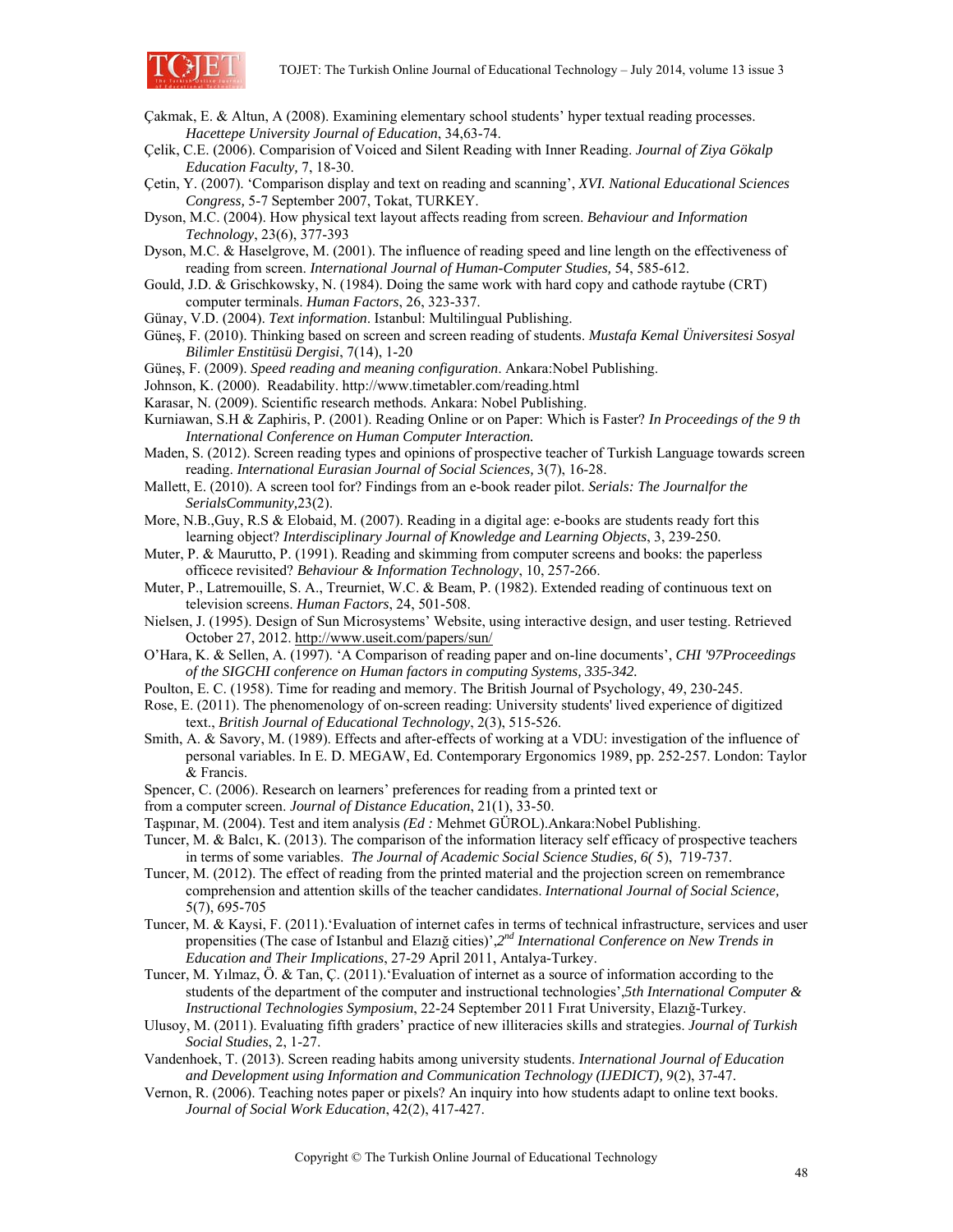Çakmak, E. & Altun, A (2008). Examining elementary school students' hyper textual reading processes. *Hacettepe University Journal of Education*, 34,63-74.

Çelik, C.E. (2006). Comparision of Voiced and Silent Reading with Inner Reading. *Journal of Ziya Gökalp Education Faculty,* 7, 18-30.

Çetin, Y. (2007). 'Comparison display and text on reading and scanning', *XVI. National Educational Sciences Congress,* 5-7 September 2007, Tokat, TURKEY.

Dyson, M.C. (2004). How physical text layout affects reading from screen. *Behaviour and Information Technology*, 23(6), 377-393

Dyson, M.C. & Haselgrove, M. (2001). The influence of reading speed and line length on the effectiveness of reading from screen. *International Journal of Human-Computer Studies,* 54, 585-612.

Gould, J.D. & Grischkowsky, N. (1984). Doing the same work with hard copy and cathode raytube (CRT) computer terminals. *Human Factors*, 26, 323-337.

Günay, V.D. (2004). *Text information*. Istanbul: Multilingual Publishing.

Güneş, F. (2010). Thinking based on screen and screen reading of students. *Mustafa Kemal Üniversitesi Sosyal Bilimler Enstitüsü Dergisi*, 7(14), 1-20

Güneş, F. (2009). *Speed reading and meaning configuration*. Ankara:Nobel Publishing.

Johnson, K. (2000). Readability. http://www.timetabler.com/reading.html

Karasar, N. (2009). Scientific research methods. Ankara: Nobel Publishing.

Kurniawan, S.H & Zaphiris, P. (2001). Reading Online or on Paper: Which is Faster? *In Proceedings of the 9 th International Conference on Human Computer Interaction.*

Maden, S. (2012). Screen reading types and opinions of prospective teacher of Turkish Language towards screen reading. *International Eurasian Journal of Social Sciences,* 3(7), 16-28.

Mallett, E. (2010). A screen tool for? Findings from an e-book reader pilot. *Serials: The Journalfor the SerialsCommunity,*23(2).

More, N.B.,Guy, R.S & Elobaid, M. (2007). Reading in a digital age: e-books are students ready fort this learning object? *Interdisciplinary Journal of Knowledge and Learning Objects*, 3, 239-250.

Muter, P. & Maurutto, P. (1991). Reading and skimming from computer screens and books: the paperless officece revisited? *Behaviour & Information Technology*, 10, 257-266.

Muter, P., Latremouille, S. A., Treurniet, W.C. & Beam, P. (1982). Extended reading of continuous text on television screens. *Human Factors*, 24, 501-508.

Nielsen, J. (1995). Design of Sun Microsystems' Website, using interactive design, and user testing. Retrieved October 27, 2012. http://www.useit.com/papers/sun/

O'Hara, K. & Sellen, A. (1997). 'A Comparison of reading paper and on-line documents', *CHI '97Proceedings of the SIGCHI conference on Human factors in computing Systems, 335-342.*

Poulton, E. C. (1958). Time for reading and memory. The British Journal of Psychology, 49, 230-245.

Rose, E. (2011). The phenomenology of on-screen reading: University students' lived experience of digitized text., *British Journal of Educational Technology*, 2(3), 515-526.

Smith, A. & Savory, M. (1989). Effects and after-effects of working at a VDU: investigation of the influence of personal variables. In E. D. MEGAW, Ed. Contemporary Ergonomics 1989, pp. 252-257. London: Taylor & Francis.

Spencer, C. (2006). Research on learners' preferences for reading from a printed text or from a computer screen. *Journal of Distance Education*, 21(1), 33-50.

Taşpınar, M. (2004). Test and item analysis *(Ed :* Mehmet GÜROL).Ankara:Nobel Publishing.

Tuncer, M. & Balcı, K. (2013). The comparison of the information literacy self efficacy of prospective teachers in terms of some variables. *The Journal of Academic Social Science Studies, 6(* 5), 719-737.

Tuncer, M. (2012). The effect of reading from the printed material and the projection screen on remembrance comprehension and attention skills of the teacher candidates. *International Journal of Social Science,* 5(7), 695-705

Tuncer, M. & Kaysi, F. (2011).'Evaluation of internet cafes in terms of technical infrastructure, services and user propensities (The case of Istanbul and Elazığ cities)',*2nd International Conference on New Trends in Education and Their Implications*, 27-29 April 2011, Antalya-Turkey.

Tuncer, M. Yılmaz, Ö. & Tan, Ç. (2011).'Evaluation of internet as a source of information according to the students of the department of the computer and instructional technologies',*5th International Computer & Instructional Technologies Symposium*, 22-24 September 2011 Fırat University, Elazığ-Turkey.

Ulusoy, M. (2011). Evaluating fifth graders' practice of new illiteracies skills and strategies. *Journal of Turkish Social Studies*, 2, 1-27.

Vandenhoek, T. (2013). Screen reading habits among university students. *International Journal of Education and Development using Information and Communication Technology (IJEDICT),* 9(2), 37-47.

Vernon, R. (2006). Teaching notes paper or pixels? An inquiry into how students adapt to online text books. *Journal of Social Work Education*, 42(2), 417-427.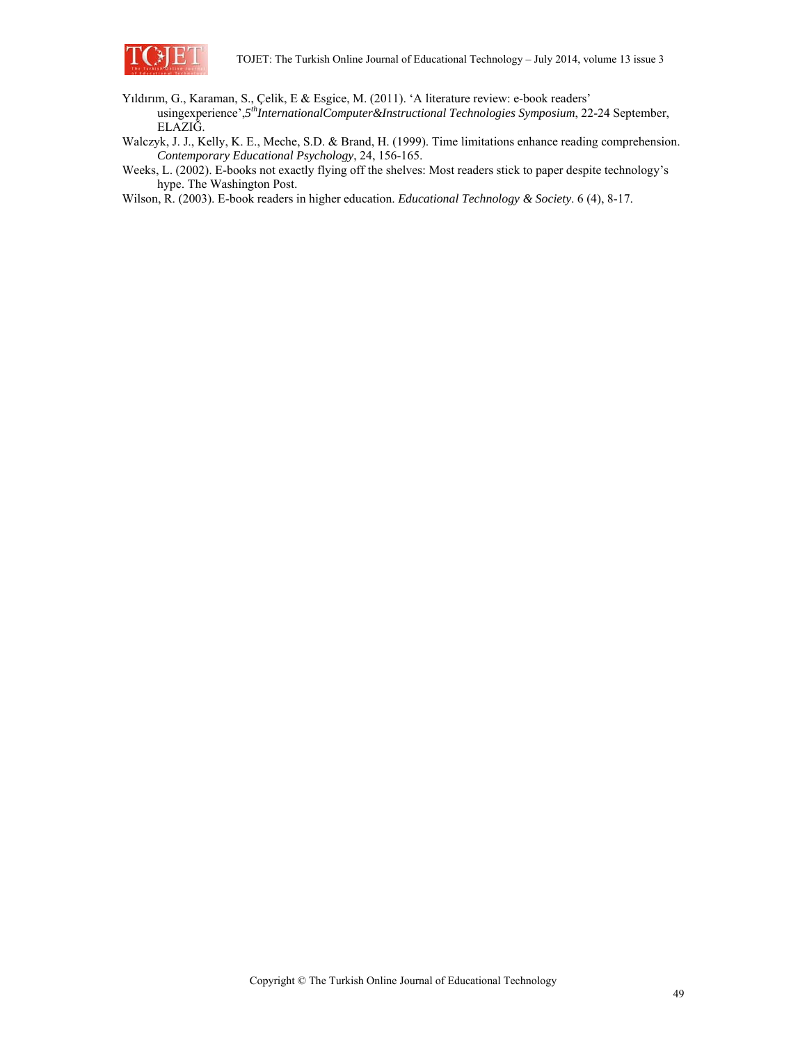Yıldırım, G., Karaman, S., Çelik, E & Esgice, M. (2011). 'A literature review: e-book readers' usingexperience',*5th InternationalComputer&Instructional Technologies Symposium*, 22-24 September, ELAZIĞ.

Walczyk, J. J., Kelly, K. E., Meche, S.D. & Brand, H. (1999). Time limitations enhance reading comprehension. *Contemporary Educational Psychology*, 24, 156-165.

Weeks, L. (2002). E-books not exactly flying off the shelves: Most readers stick to paper despite technology's hype. The Washington Post.

Wilson, R. (2003). E-book readers in higher education. *Educational Technology & Society*. 6 (4), 8-17.